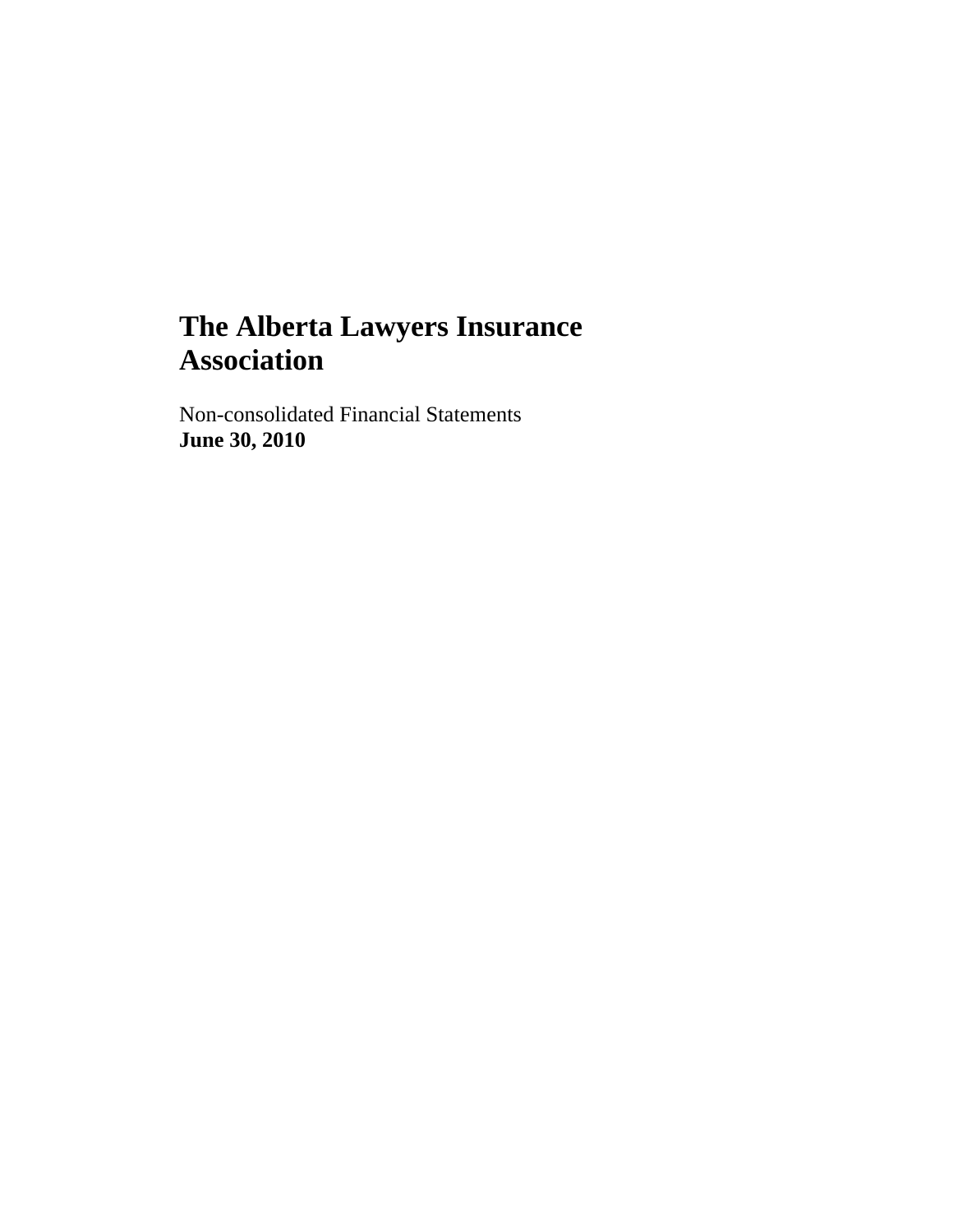# The Alberta Lawyers Insurance Association

Non-consolidated Financial Statements
**June 30, 2010**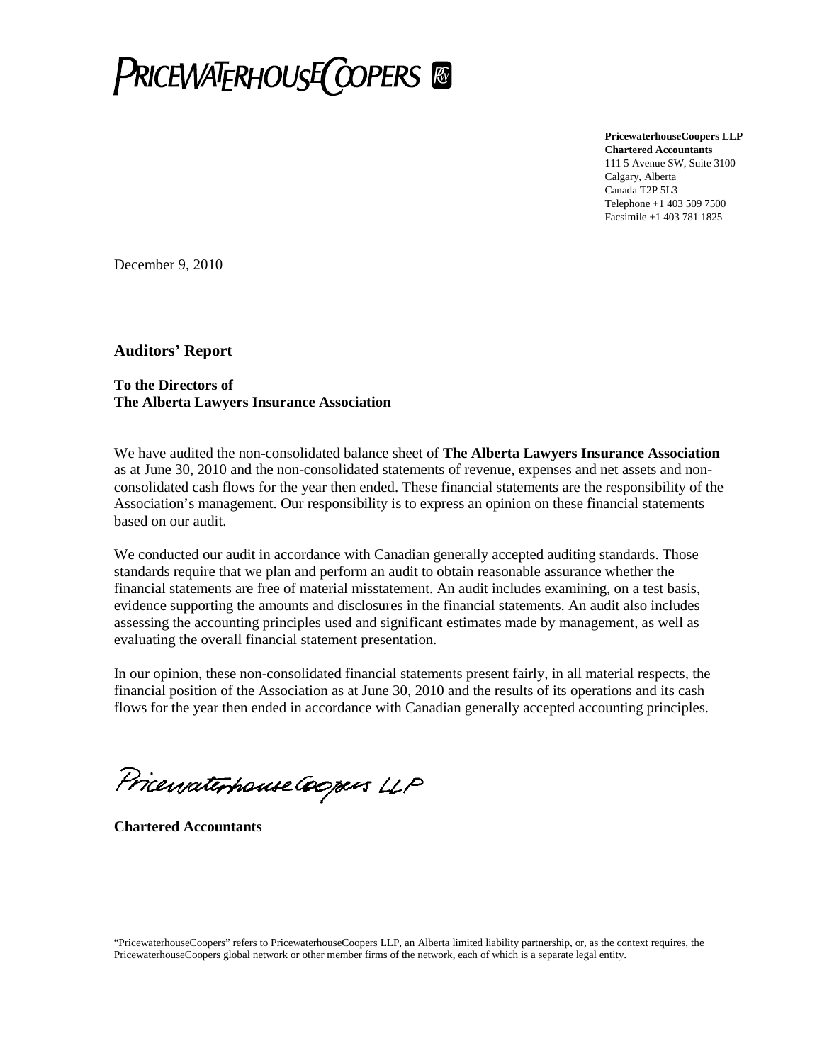**PricewaterhouseCoopers LLP**
**Chartered Accountants**
111 5 Avenue SW, Suite 3100
Calgary, Alberta
Canada T2P 5L3
Telephone +1 403 509 7500
Facsimile +1 403 781 1825

December 9, 2010

## Auditors' Report

**To the Directors of**
**The Alberta Lawyers Insurance Association**

We have audited the non-consolidated balance sheet of **The Alberta Lawyers Insurance Association** as at June 30, 2010 and the non-consolidated statements of revenue, expenses and net assets and non-consolidated cash flows for the year then ended. These financial statements are the responsibility of the Association's management. Our responsibility is to express an opinion on these financial statements based on our audit.

We conducted our audit in accordance with Canadian generally accepted auditing standards. Those standards require that we plan and perform an audit to obtain reasonable assurance whether the financial statements are free of material misstatement. An audit includes examining, on a test basis, evidence supporting the amounts and disclosures in the financial statements. An audit also includes assessing the accounting principles used and significant estimates made by management, as well as evaluating the overall financial statement presentation.

In our opinion, these non-consolidated financial statements present fairly, in all material respects, the financial position of the Association as at June 30, 2010 and the results of its operations and its cash flows for the year then ended in accordance with Canadian generally accepted accounting principles.

PricewaterhouseCoopers LLP

**Chartered Accountants**

"PricewaterhouseCoopers" refers to PricewaterhouseCoopers LLP, an Alberta limited liability partnership, or, as the context requires, the PricewaterhouseCoopers global network or other member firms of the network, each of which is a separate legal entity.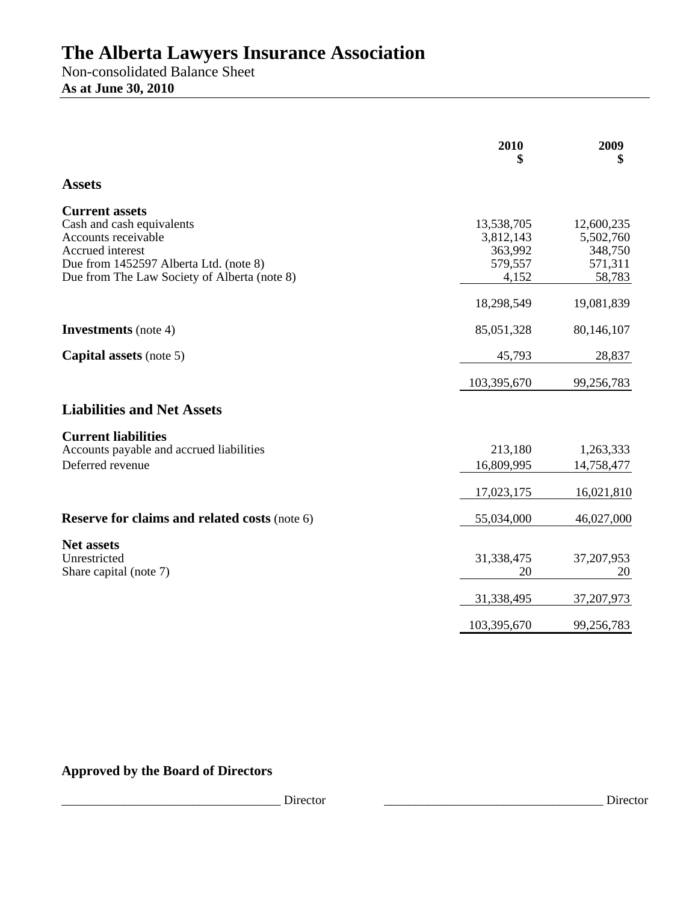# The Alberta Lawyers Insurance Association

Non-consolidated Balance Sheet

**As at June 30, 2010**

| | 2010<br>$ | 2009<br>$ |
|---|---|---|
| **Assets** | | |
| **Current assets** | | |
| Cash and cash equivalents | 13,538,705 | 12,600,235 |
| Accounts receivable | 3,812,143 | 5,502,760 |
| Accrued interest | 363,992 | 348,750 |
| Due from 1452597 Alberta Ltd. (note 8) | 579,557 | 571,311 |
| Due from The Law Society of Alberta (note 8) | 4,152 | 58,783 |
| | 18,298,549 | 19,081,839 |
| **Investments** (note 4) | 85,051,328 | 80,146,107 |
| **Capital assets** (note 5) | 45,793 | 28,837 |
| | 103,395,670 | 99,256,783 |
| **Liabilities and Net Assets** | | |
| **Current liabilities** | | |
| Accounts payable and accrued liabilities | 213,180 | 1,263,333 |
| Deferred revenue | 16,809,995 | 14,758,477 |
| | 17,023,175 | 16,021,810 |
| **Reserve for claims and related costs** (note 6) | 55,034,000 | 46,027,000 |
| **Net assets** | | |
| Unrestricted | 31,338,475 | 37,207,953 |
| Share capital (note 7) | 20 | 20 |
| | 31,338,495 | 37,207,973 |
| | 103,395,670 | 99,256,783 |

**Approved by the Board of Directors**

___________________________________ Director ___________________________________ Director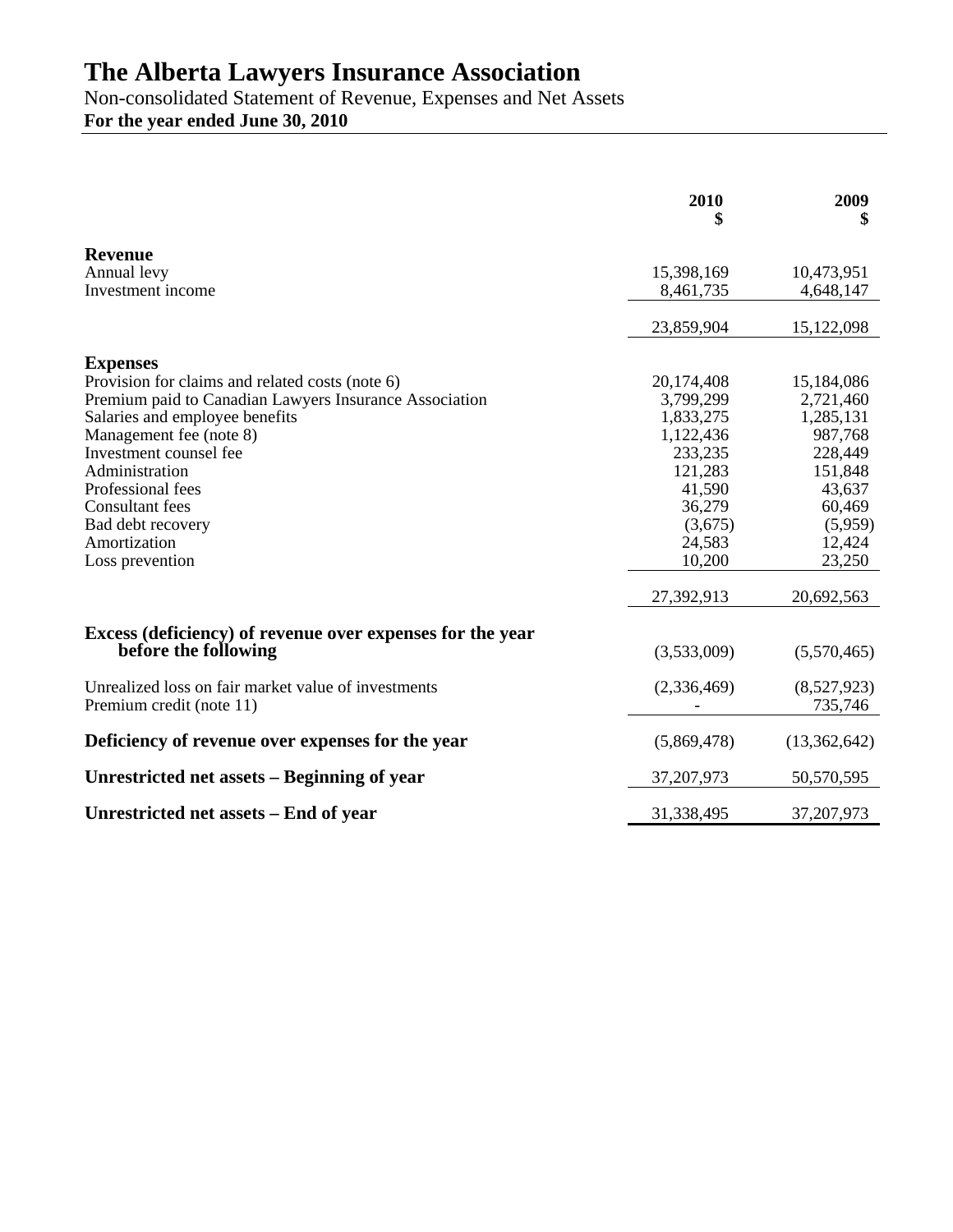# The Alberta Lawyers Insurance Association

Non-consolidated Statement of Revenue, Expenses and Net Assets

**For the year ended June 30, 2010**

| | 2010 $ | 2009 $ |
|---|---|---|
| **Revenue** | | |
| Annual levy | 15,398,169 | 10,473,951 |
| Investment income | 8,461,735 | 4,648,147 |
| | 23,859,904 | 15,122,098 |
| **Expenses** | | |
| Provision for claims and related costs (note 6) | 20,174,408 | 15,184,086 |
| Premium paid to Canadian Lawyers Insurance Association | 3,799,299 | 2,721,460 |
| Salaries and employee benefits | 1,833,275 | 1,285,131 |
| Management fee (note 8) | 1,122,436 | 987,768 |
| Investment counsel fee | 233,235 | 228,449 |
| Administration | 121,283 | 151,848 |
| Professional fees | 41,590 | 43,637 |
| Consultant fees | 36,279 | 60,469 |
| Bad debt recovery | (3,675) | (5,959) |
| Amortization | 24,583 | 12,424 |
| Loss prevention | 10,200 | 23,250 |
| | 27,392,913 | 20,692,563 |
| **Excess (deficiency) of revenue over expenses for the year before the following** | (3,533,009) | (5,570,465) |
| Unrealized loss on fair market value of investments | (2,336,469) | (8,527,923) |
| Premium credit (note 11) | - | 735,746 |
| **Deficiency of revenue over expenses for the year** | (5,869,478) | (13,362,642) |
| **Unrestricted net assets – Beginning of year** | 37,207,973 | 50,570,595 |
| **Unrestricted net assets – End of year** | 31,338,495 | 37,207,973 |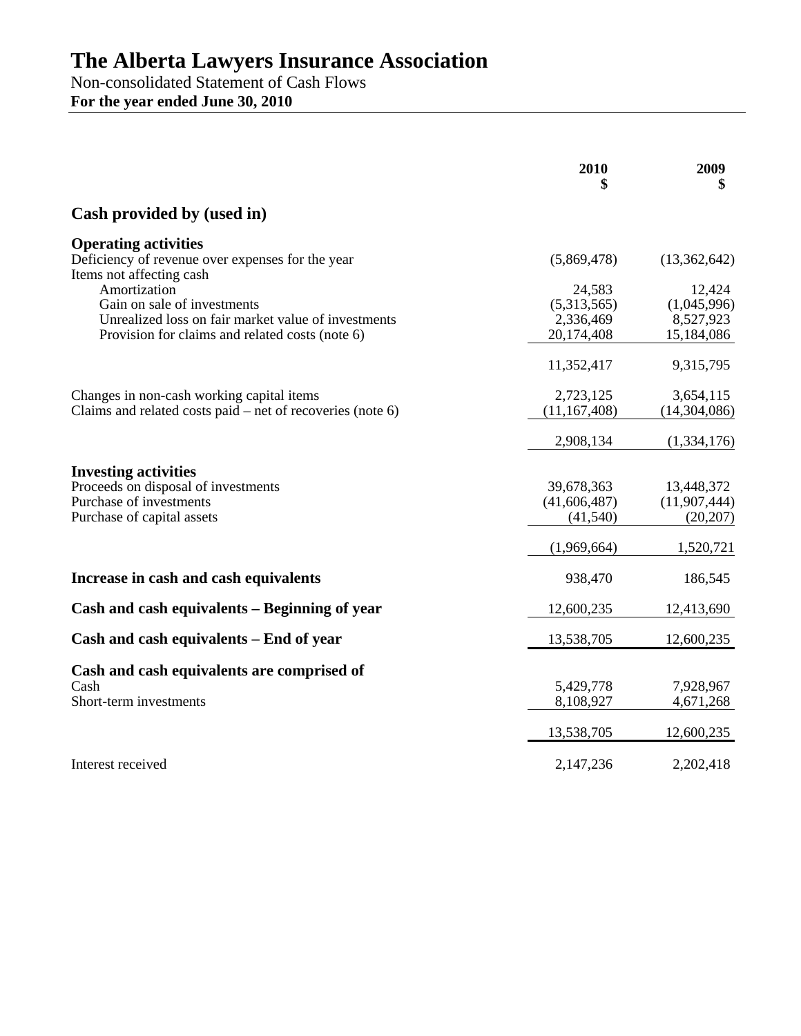# The Alberta Lawyers Insurance Association

Non-consolidated Statement of Cash Flows

**For the year ended June 30, 2010**

| | 2010 $ | 2009 $ |
|---|---|---|
| **Cash provided by (used in)** | | |
| **Operating activities** | | |
| Deficiency of revenue over expenses for the year | (5,869,478) | (13,362,642) |
| Items not affecting cash | | |
| Amortization | 24,583 | 12,424 |
| Gain on sale of investments | (5,313,565) | (1,045,996) |
| Unrealized loss on fair market value of investments | 2,336,469 | 8,527,923 |
| Provision for claims and related costs (note 6) | 20,174,408 | 15,184,086 |
| | 11,352,417 | 9,315,795 |
| Changes in non-cash working capital items | 2,723,125 | 3,654,115 |
| Claims and related costs paid – net of recoveries (note 6) | (11,167,408) | (14,304,086) |
| | 2,908,134 | (1,334,176) |
| **Investing activities** | | |
| Proceeds on disposal of investments | 39,678,363 | 13,448,372 |
| Purchase of investments | (41,606,487) | (11,907,444) |
| Purchase of capital assets | (41,540) | (20,207) |
| | (1,969,664) | 1,520,721 |
| **Increase in cash and cash equivalents** | 938,470 | 186,545 |
| **Cash and cash equivalents – Beginning of year** | 12,600,235 | 12,413,690 |
| **Cash and cash equivalents – End of year** | 13,538,705 | 12,600,235 |
| **Cash and cash equivalents are comprised of** | | |
| Cash | 5,429,778 | 7,928,967 |
| Short-term investments | 8,108,927 | 4,671,268 |
| | 13,538,705 | 12,600,235 |
| Interest received | 2,147,236 | 2,202,418 |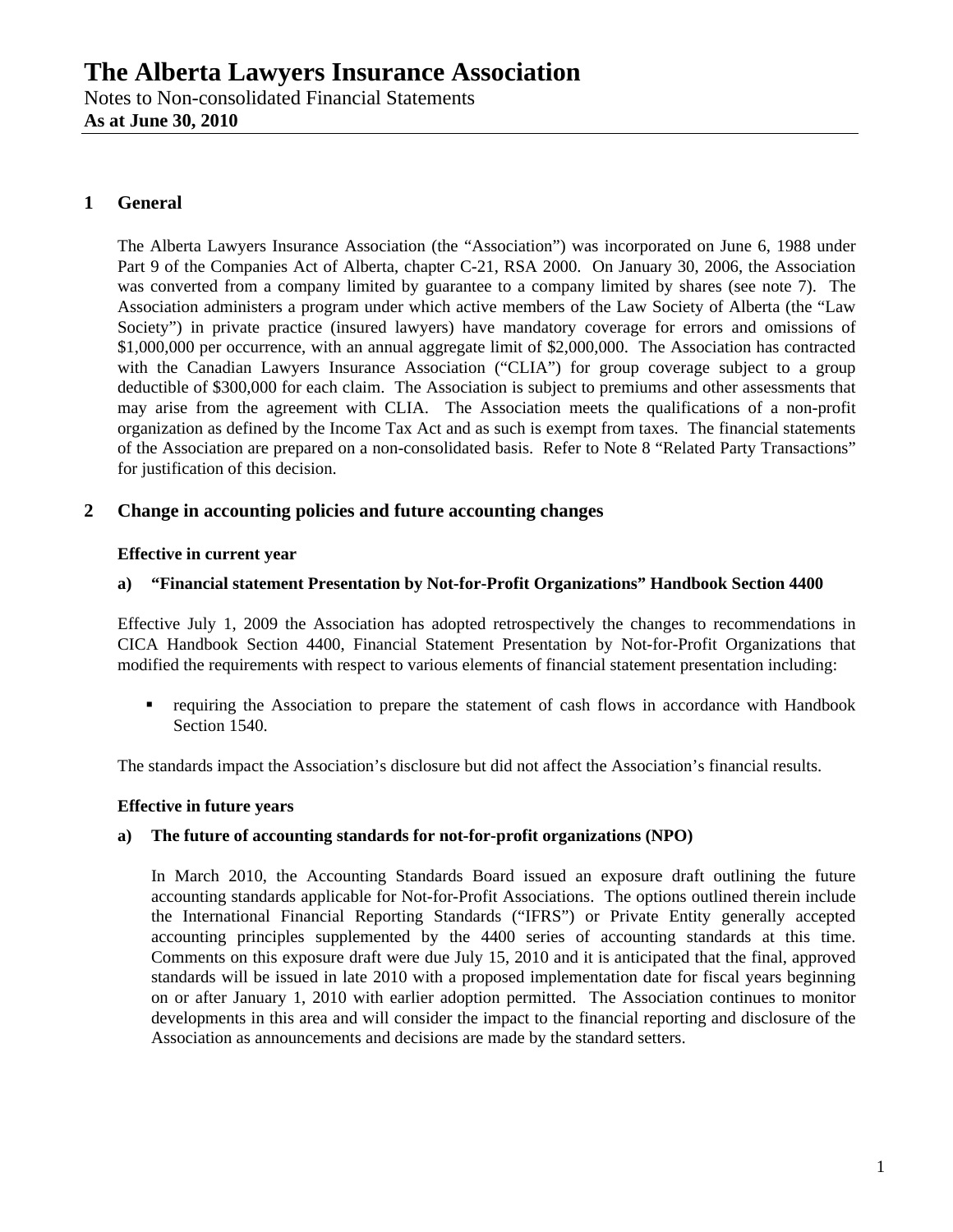# The Alberta Lawyers Insurance Association

Notes to Non-consolidated Financial Statements

**As at June 30, 2010**

## 1 General

The Alberta Lawyers Insurance Association (the "Association") was incorporated on June 6, 1988 under Part 9 of the Companies Act of Alberta, chapter C-21, RSA 2000. On January 30, 2006, the Association was converted from a company limited by guarantee to a company limited by shares (see note 7). The Association administers a program under which active members of the Law Society of Alberta (the "Law Society") in private practice (insured lawyers) have mandatory coverage for errors and omissions of $1,000,000 per occurrence, with an annual aggregate limit of $2,000,000. The Association has contracted with the Canadian Lawyers Insurance Association ("CLIA") for group coverage subject to a group deductible of $300,000 for each claim. The Association is subject to premiums and other assessments that may arise from the agreement with CLIA. The Association meets the qualifications of a non-profit organization as defined by the Income Tax Act and as such is exempt from taxes. The financial statements of the Association are prepared on a non-consolidated basis. Refer to Note 8 "Related Party Transactions" for justification of this decision.

## 2 Change in accounting policies and future accounting changes

### Effective in current year

#### a) "Financial statement Presentation by Not-for-Profit Organizations" Handbook Section 4400

Effective July 1, 2009 the Association has adopted retrospectively the changes to recommendations in CICA Handbook Section 4400, Financial Statement Presentation by Not-for-Profit Organizations that modified the requirements with respect to various elements of financial statement presentation including:

- requiring the Association to prepare the statement of cash flows in accordance with Handbook Section 1540.

The standards impact the Association's disclosure but did not affect the Association's financial results.

### Effective in future years

#### a) The future of accounting standards for not-for-profit organizations (NPO)

In March 2010, the Accounting Standards Board issued an exposure draft outlining the future accounting standards applicable for Not-for-Profit Associations. The options outlined therein include the International Financial Reporting Standards ("IFRS") or Private Entity generally accepted accounting principles supplemented by the 4400 series of accounting standards at this time. Comments on this exposure draft were due July 15, 2010 and it is anticipated that the final, approved standards will be issued in late 2010 with a proposed implementation date for fiscal years beginning on or after January 1, 2010 with earlier adoption permitted. The Association continues to monitor developments in this area and will consider the impact to the financial reporting and disclosure of the Association as announcements and decisions are made by the standard setters.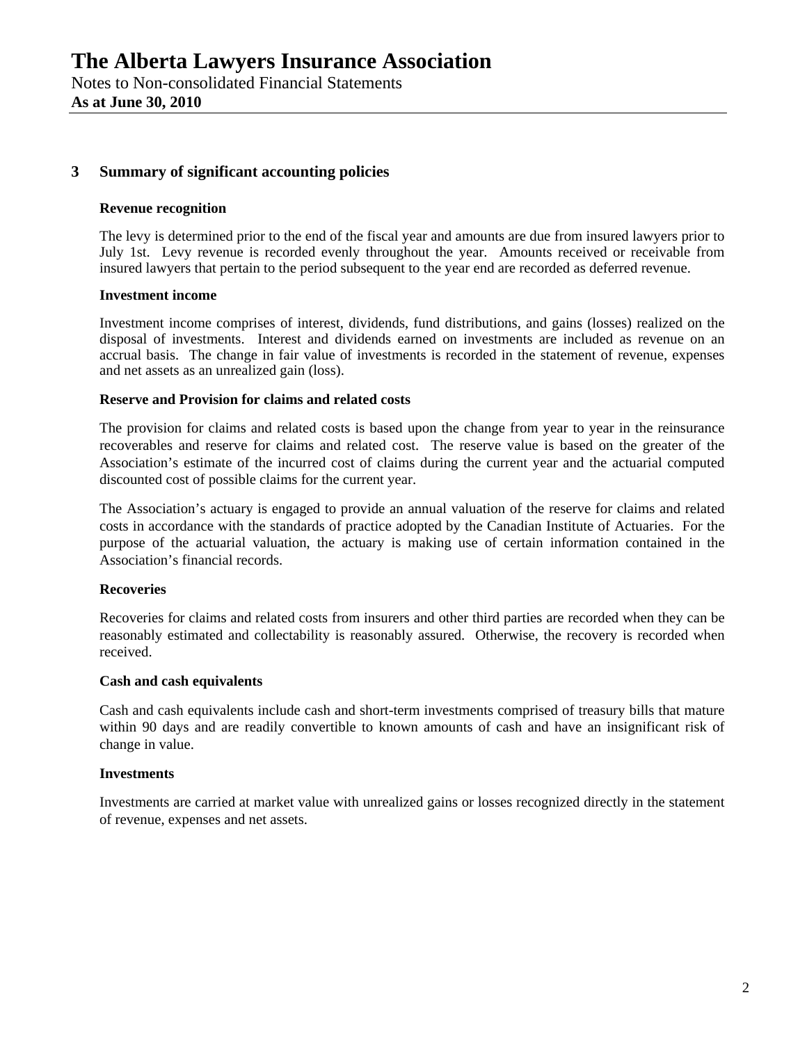## 3 Summary of significant accounting policies

### Revenue recognition

The levy is determined prior to the end of the fiscal year and amounts are due from insured lawyers prior to July 1st. Levy revenue is recorded evenly throughout the year. Amounts received or receivable from insured lawyers that pertain to the period subsequent to the year end are recorded as deferred revenue.

### Investment income

Investment income comprises of interest, dividends, fund distributions, and gains (losses) realized on the disposal of investments. Interest and dividends earned on investments are included as revenue on an accrual basis. The change in fair value of investments is recorded in the statement of revenue, expenses and net assets as an unrealized gain (loss).

### Reserve and Provision for claims and related costs

The provision for claims and related costs is based upon the change from year to year in the reinsurance recoverables and reserve for claims and related cost. The reserve value is based on the greater of the Association's estimate of the incurred cost of claims during the current year and the actuarial computed discounted cost of possible claims for the current year.

The Association's actuary is engaged to provide an annual valuation of the reserve for claims and related costs in accordance with the standards of practice adopted by the Canadian Institute of Actuaries. For the purpose of the actuarial valuation, the actuary is making use of certain information contained in the Association's financial records.

### Recoveries

Recoveries for claims and related costs from insurers and other third parties are recorded when they can be reasonably estimated and collectability is reasonably assured. Otherwise, the recovery is recorded when received.

### Cash and cash equivalents

Cash and cash equivalents include cash and short-term investments comprised of treasury bills that mature within 90 days and are readily convertible to known amounts of cash and have an insignificant risk of change in value.

### Investments

Investments are carried at market value with unrealized gains or losses recognized directly in the statement of revenue, expenses and net assets.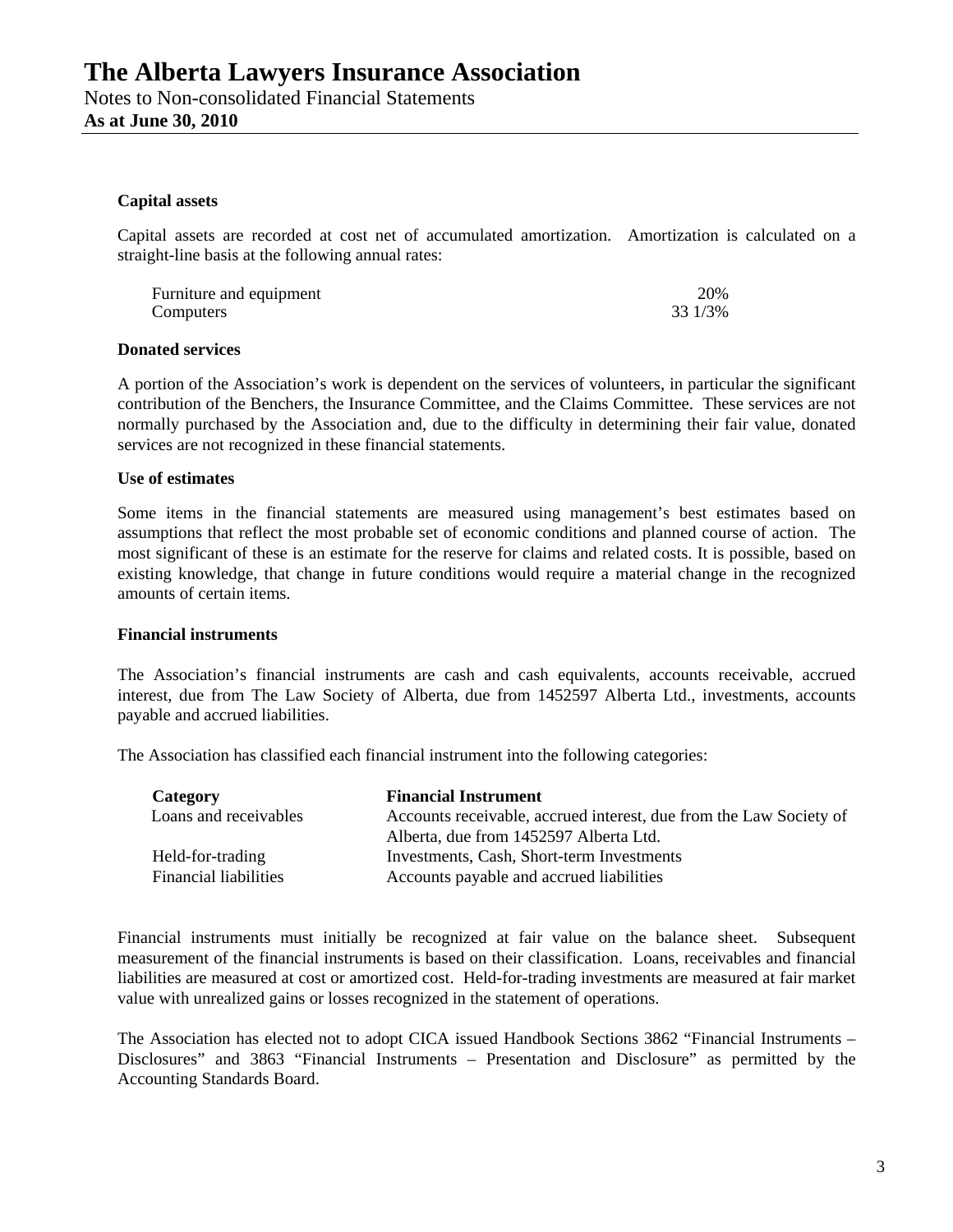### Capital assets

Capital assets are recorded at cost net of accumulated amortization. Amortization is calculated on a straight-line basis at the following annual rates:

| | |
|---|---|
| Furniture and equipment | 20% |
| Computers | 33 1/3% |

### Donated services

A portion of the Association's work is dependent on the services of volunteers, in particular the significant contribution of the Benchers, the Insurance Committee, and the Claims Committee. These services are not normally purchased by the Association and, due to the difficulty in determining their fair value, donated services are not recognized in these financial statements.

### Use of estimates

Some items in the financial statements are measured using management's best estimates based on assumptions that reflect the most probable set of economic conditions and planned course of action. The most significant of these is an estimate for the reserve for claims and related costs. It is possible, based on existing knowledge, that change in future conditions would require a material change in the recognized amounts of certain items.

### Financial instruments

The Association's financial instruments are cash and cash equivalents, accounts receivable, accrued interest, due from The Law Society of Alberta, due from 1452597 Alberta Ltd., investments, accounts payable and accrued liabilities.

The Association has classified each financial instrument into the following categories:

| Category | Financial Instrument |
|---|---|
| Loans and receivables | Accounts receivable, accrued interest, due from the Law Society of Alberta, due from 1452597 Alberta Ltd. |
| Held-for-trading | Investments, Cash, Short-term Investments |
| Financial liabilities | Accounts payable and accrued liabilities |

Financial instruments must initially be recognized at fair value on the balance sheet. Subsequent measurement of the financial instruments is based on their classification. Loans, receivables and financial liabilities are measured at cost or amortized cost. Held-for-trading investments are measured at fair market value with unrealized gains or losses recognized in the statement of operations.

The Association has elected not to adopt CICA issued Handbook Sections 3862 "Financial Instruments – Disclosures" and 3863 "Financial Instruments – Presentation and Disclosure" as permitted by the Accounting Standards Board.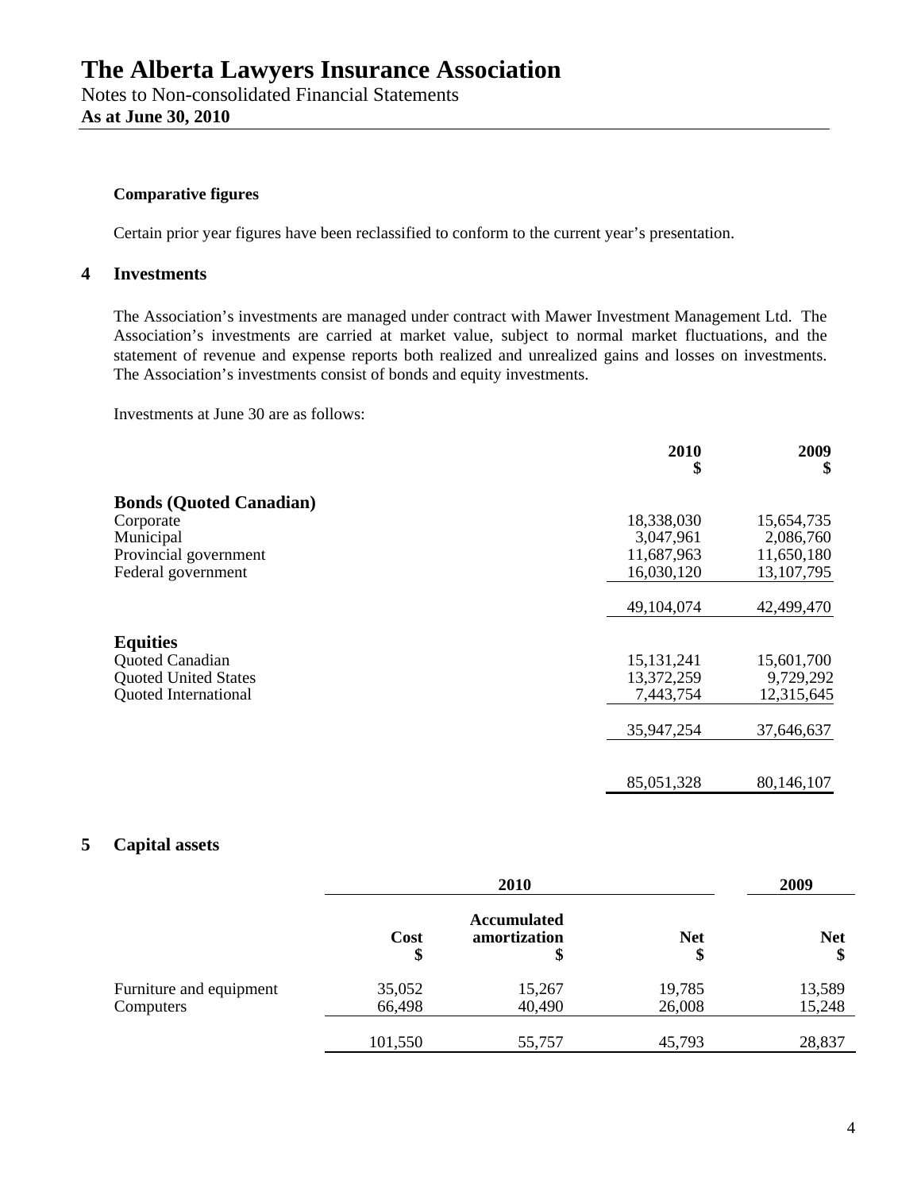**Comparative figures**

Certain prior year figures have been reclassified to conform to the current year's presentation.

## 4 Investments

The Association's investments are managed under contract with Mawer Investment Management Ltd. The Association's investments are carried at market value, subject to normal market fluctuations, and the statement of revenue and expense reports both realized and unrealized gains and losses on investments. The Association's investments consist of bonds and equity investments.

Investments at June 30 are as follows:

| | 2010<br>$ | 2009<br>$ |
|---|---|---|
| **Bonds (Quoted Canadian)** | | |
| Corporate | 18,338,030 | 15,654,735 |
| Municipal | 3,047,961 | 2,086,760 |
| Provincial government | 11,687,963 | 11,650,180 |
| Federal government | 16,030,120 | 13,107,795 |
| | 49,104,074 | 42,499,470 |
| **Equities** | | |
| Quoted Canadian | 15,131,241 | 15,601,700 |
| Quoted United States | 13,372,259 | 9,729,292 |
| Quoted International | 7,443,754 | 12,315,645 |
| | 35,947,254 | 37,646,637 |
| | 85,051,328 | 80,146,107 |

## 5 Capital assets

| | 2010 | | | 2009 |
|---|---|---|---|---|
| | Cost<br>$ | Accumulated amortization<br>$ | Net<br>$ | Net<br>$ |
| Furniture and equipment | 35,052 | 15,267 | 19,785 | 13,589 |
| Computers | 66,498 | 40,490 | 26,008 | 15,248 |
| | 101,550 | 55,757 | 45,793 | 28,837 |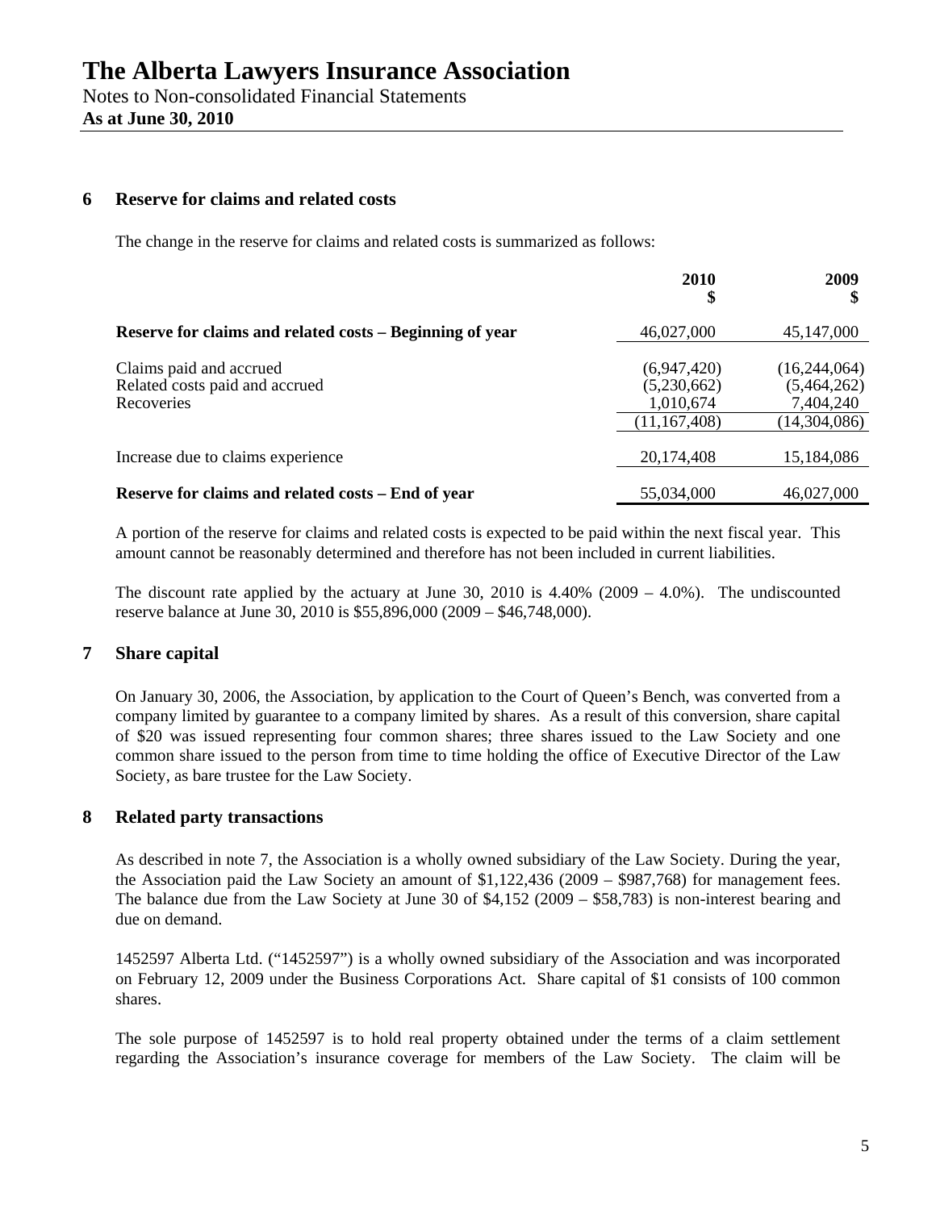# The Alberta Lawyers Insurance Association

Notes to Non-consolidated Financial Statements
**As at June 30, 2010**

## 6 Reserve for claims and related costs

The change in the reserve for claims and related costs is summarized as follows:

| | 2010<br>$ | 2009<br>$ |
|---|---|---|
| **Reserve for claims and related costs – Beginning of year** | 46,027,000 | 45,147,000 |
| Claims paid and accrued | (6,947,420) | (16,244,064) |
| Related costs paid and accrued | (5,230,662) | (5,464,262) |
| Recoveries | 1,010,674 | 7,404,240 |
| | (11,167,408) | (14,304,086) |
| Increase due to claims experience | 20,174,408 | 15,184,086 |
| **Reserve for claims and related costs – End of year** | 55,034,000 | 46,027,000 |

A portion of the reserve for claims and related costs is expected to be paid within the next fiscal year. This amount cannot be reasonably determined and therefore has not been included in current liabilities.

The discount rate applied by the actuary at June 30, 2010 is 4.40% (2009 – 4.0%). The undiscounted reserve balance at June 30, 2010 is $55,896,000 (2009 – $46,748,000).

## 7 Share capital

On January 30, 2006, the Association, by application to the Court of Queen's Bench, was converted from a company limited by guarantee to a company limited by shares. As a result of this conversion, share capital of $20 was issued representing four common shares; three shares issued to the Law Society and one common share issued to the person from time to time holding the office of Executive Director of the Law Society, as bare trustee for the Law Society.

## 8 Related party transactions

As described in note 7, the Association is a wholly owned subsidiary of the Law Society. During the year, the Association paid the Law Society an amount of $1,122,436 (2009 – $987,768) for management fees. The balance due from the Law Society at June 30 of $4,152 (2009 – $58,783) is non-interest bearing and due on demand.

1452597 Alberta Ltd. ("1452597") is a wholly owned subsidiary of the Association and was incorporated on February 12, 2009 under the Business Corporations Act. Share capital of $1 consists of 100 common shares.

The sole purpose of 1452597 is to hold real property obtained under the terms of a claim settlement regarding the Association's insurance coverage for members of the Law Society. The claim will be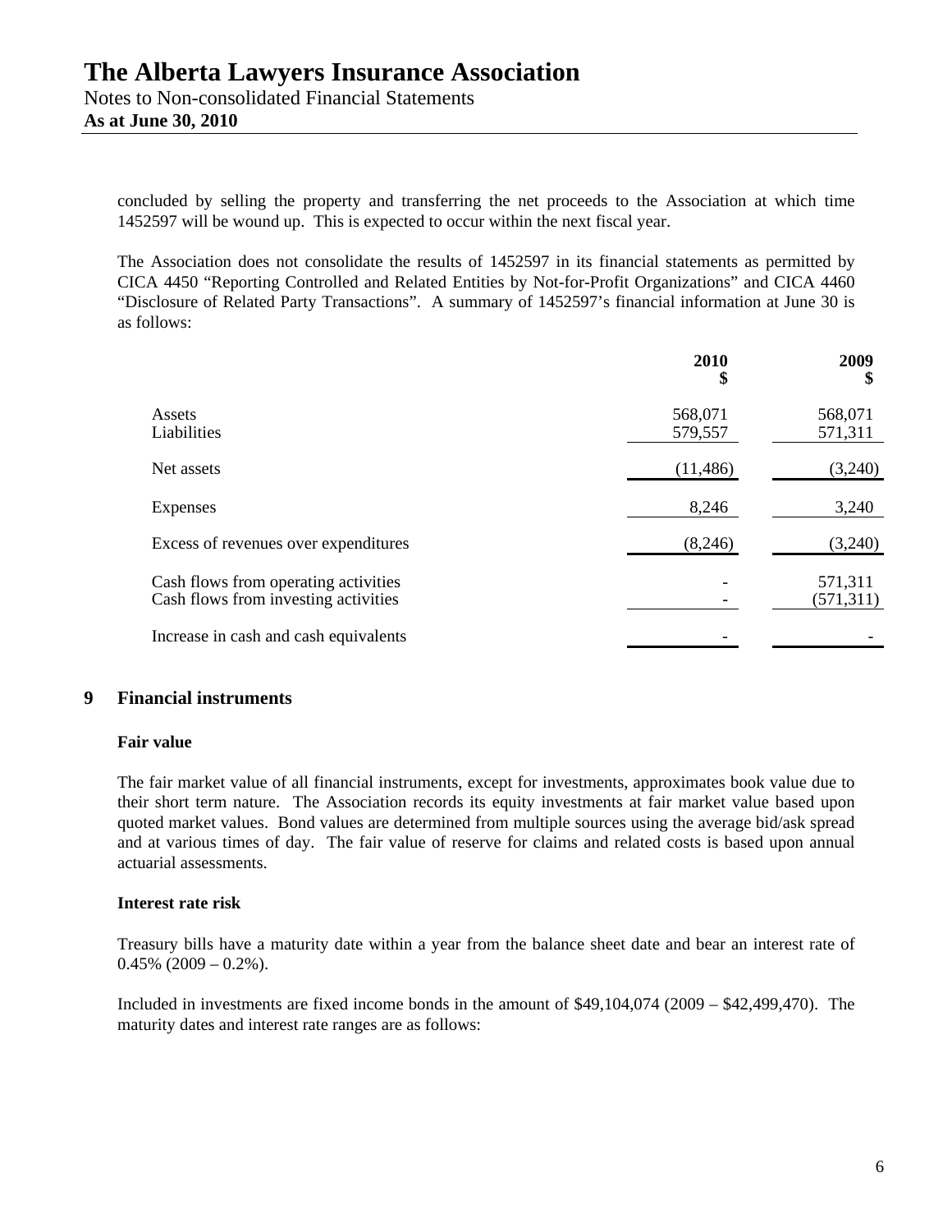concluded by selling the property and transferring the net proceeds to the Association at which time 1452597 will be wound up. This is expected to occur within the next fiscal year.

The Association does not consolidate the results of 1452597 in its financial statements as permitted by CICA 4450 "Reporting Controlled and Related Entities by Not-for-Profit Organizations" and CICA 4460 "Disclosure of Related Party Transactions". A summary of 1452597's financial information at June 30 is as follows:

| | 2010 $ | 2009 $ |
|---|---|---|
| Assets | 568,071 | 568,071 |
| Liabilities | 579,557 | 571,311 |
| Net assets | (11,486) | (3,240) |
| Expenses | 8,246 | 3,240 |
| Excess of revenues over expenditures | (8,246) | (3,240) |
| Cash flows from operating activities | - | 571,311 |
| Cash flows from investing activities | - | (571,311) |
| Increase in cash and cash equivalents | - | - |

## 9 Financial instruments

**Fair value**

The fair market value of all financial instruments, except for investments, approximates book value due to their short term nature. The Association records its equity investments at fair market value based upon quoted market values. Bond values are determined from multiple sources using the average bid/ask spread and at various times of day. The fair value of reserve for claims and related costs is based upon annual actuarial assessments.

**Interest rate risk**

Treasury bills have a maturity date within a year from the balance sheet date and bear an interest rate of 0.45% (2009 – 0.2%).

Included in investments are fixed income bonds in the amount of $49,104,074 (2009 – $42,499,470). The maturity dates and interest rate ranges are as follows: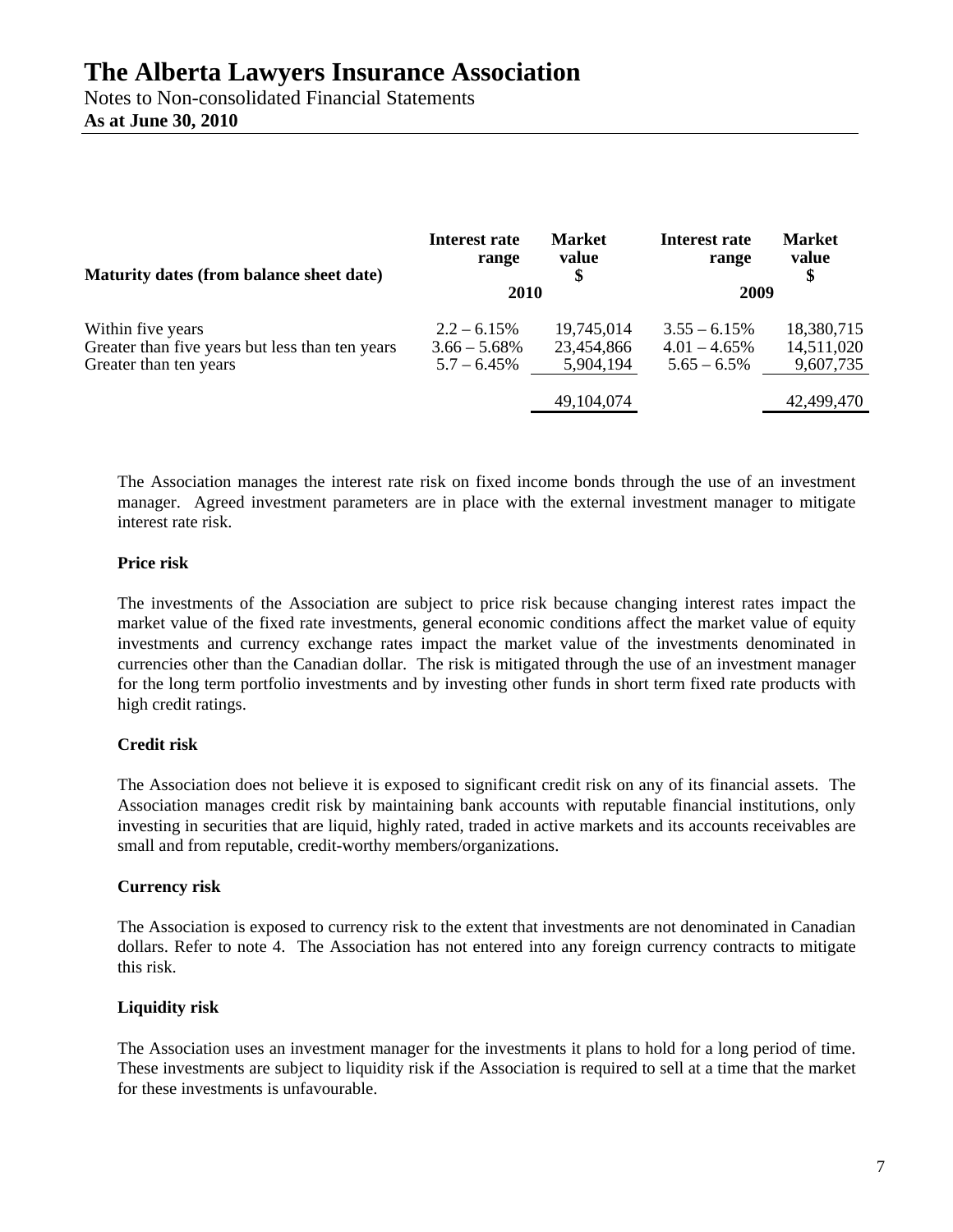| Maturity dates (from balance sheet date) | Interest rate range 2010 | Market value $ 2010 | Interest rate range 2009 | Market value $ 2009 |
|---|---|---|---|---|
| Within five years | 2.2 – 6.15% | 19,745,014 | 3.55 – 6.15% | 18,380,715 |
| Greater than five years but less than ten years | 3.66 – 5.68% | 23,454,866 | 4.01 – 4.65% | 14,511,020 |
| Greater than ten years | 5.7 – 6.45% | 5,904,194 | 5.65 – 6.5% | 9,607,735 |
| | | 49,104,074 | | 42,499,470 |

The Association manages the interest rate risk on fixed income bonds through the use of an investment manager. Agreed investment parameters are in place with the external investment manager to mitigate interest rate risk.

**Price risk**

The investments of the Association are subject to price risk because changing interest rates impact the market value of the fixed rate investments, general economic conditions affect the market value of equity investments and currency exchange rates impact the market value of the investments denominated in currencies other than the Canadian dollar. The risk is mitigated through the use of an investment manager for the long term portfolio investments and by investing other funds in short term fixed rate products with high credit ratings.

**Credit risk**

The Association does not believe it is exposed to significant credit risk on any of its financial assets. The Association manages credit risk by maintaining bank accounts with reputable financial institutions, only investing in securities that are liquid, highly rated, traded in active markets and its accounts receivables are small and from reputable, credit-worthy members/organizations.

**Currency risk**

The Association is exposed to currency risk to the extent that investments are not denominated in Canadian dollars. Refer to note 4. The Association has not entered into any foreign currency contracts to mitigate this risk.

**Liquidity risk**

The Association uses an investment manager for the investments it plans to hold for a long period of time. These investments are subject to liquidity risk if the Association is required to sell at a time that the market for these investments is unfavourable.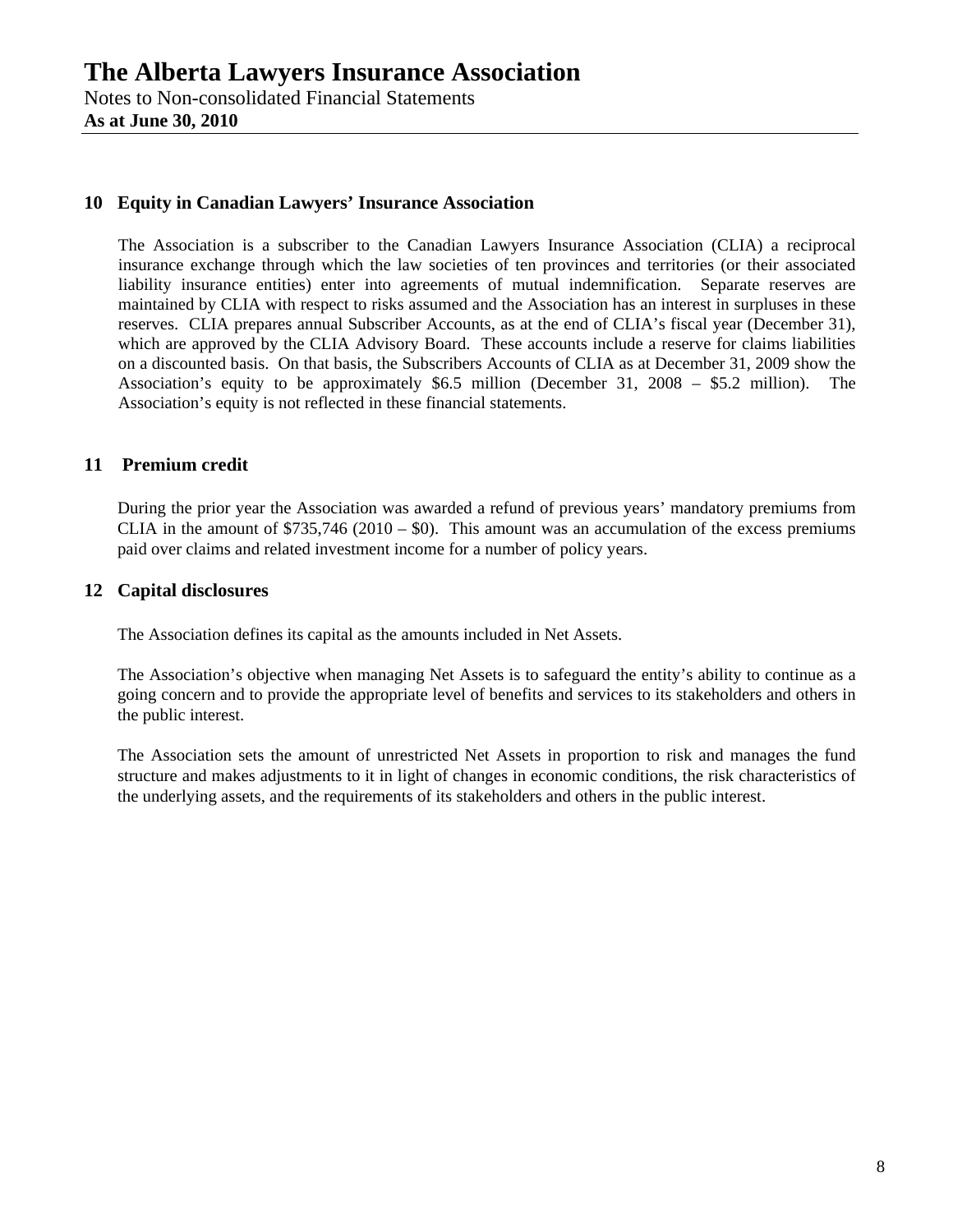# The Alberta Lawyers Insurance Association

Notes to Non-consolidated Financial Statements

**As at June 30, 2010**

## 10 Equity in Canadian Lawyers' Insurance Association

The Association is a subscriber to the Canadian Lawyers Insurance Association (CLIA) a reciprocal insurance exchange through which the law societies of ten provinces and territories (or their associated liability insurance entities) enter into agreements of mutual indemnification. Separate reserves are maintained by CLIA with respect to risks assumed and the Association has an interest in surpluses in these reserves. CLIA prepares annual Subscriber Accounts, as at the end of CLIA's fiscal year (December 31), which are approved by the CLIA Advisory Board. These accounts include a reserve for claims liabilities on a discounted basis. On that basis, the Subscribers Accounts of CLIA as at December 31, 2009 show the Association's equity to be approximately \$6.5 million (December 31, 2008 – \$5.2 million). The Association's equity is not reflected in these financial statements.

## 11 Premium credit

During the prior year the Association was awarded a refund of previous years' mandatory premiums from CLIA in the amount of \$735,746 (2010 – \$0). This amount was an accumulation of the excess premiums paid over claims and related investment income for a number of policy years.

## 12 Capital disclosures

The Association defines its capital as the amounts included in Net Assets.

The Association's objective when managing Net Assets is to safeguard the entity's ability to continue as a going concern and to provide the appropriate level of benefits and services to its stakeholders and others in the public interest.

The Association sets the amount of unrestricted Net Assets in proportion to risk and manages the fund structure and makes adjustments to it in light of changes in economic conditions, the risk characteristics of the underlying assets, and the requirements of its stakeholders and others in the public interest.